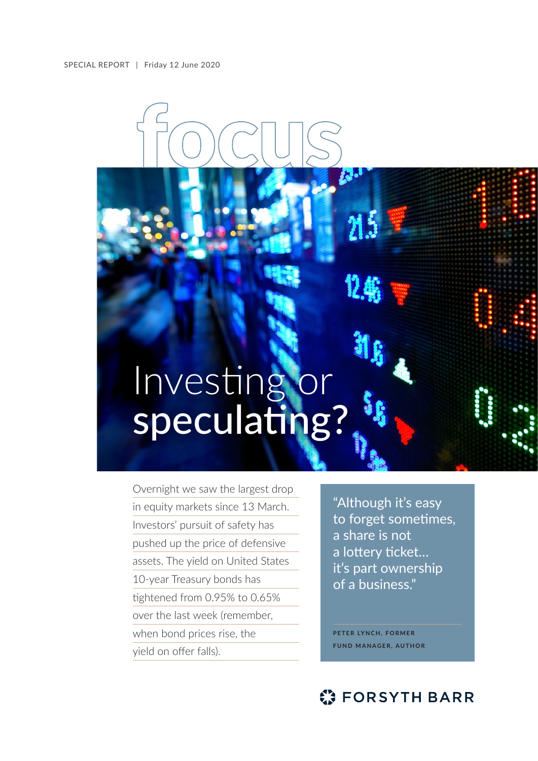SPECIAL REPORT | Friday 12 June 2020

# focus

# Investing or **speculating?**

Overnight we saw the largest drop in equity markets since 13 March. Investors' pursuit of safety has pushed up the price of defensive assets. The yield on United States 10-year Treasury bonds has tightened from 0.95% to 0.65% over the last week (remember, when bond prices rise, the yield on offer falls).

> "Although it's easy to forget sometimes, a share is not a lottery ticket… it's part ownership of a business."
>
> PETER LYNCH, FORMER FUND MANAGER, AUTHOR

FORSYTH BARR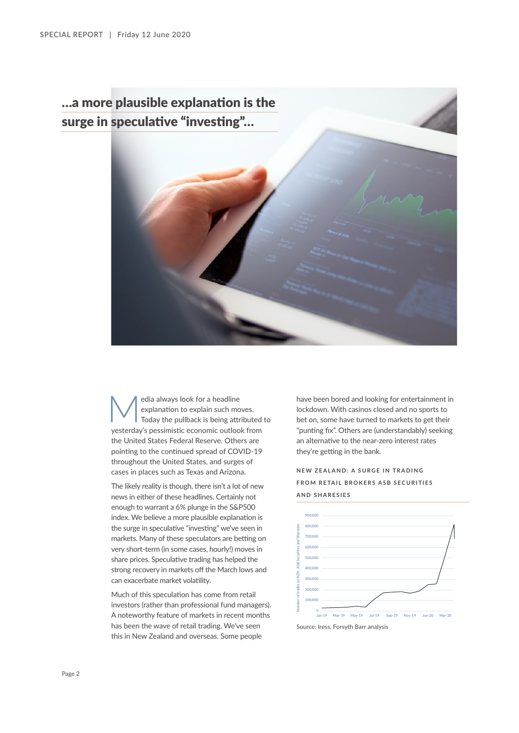## ...a more plausible explanation is the surge in speculative "investing"...

Media always look for a headline explanation to explain such moves. Today the pullback is being attributed to yesterday's pessimistic economic outlook from the United States Federal Reserve. Others are pointing to the continued spread of COVID-19 throughout the United States, and surges of cases in places such as Texas and Arizona.

The likely reality is though, there isn't a lot of new news in either of these headlines. Certainly not enough to warrant a 6% plunge in the S&P500 index. We believe a more plausible explanation is the surge in speculative "investing" we've seen in markets. Many of these speculators are betting on very short-term (in some cases, hourly!) moves in share prices. Speculative trading has helped the strong recovery in markets off the March lows and can exacerbate market volatility.

Much of this speculation has come from retail investors (rather than professional fund managers). A noteworthy feature of markets in recent months has been the wave of retail trading. We've seen this in New Zealand and overseas. Some people have been bored and looking for entertainment in lockdown. With casinos closed and no sports to bet on, some have turned to markets to get their "punting fix". Others are (understandably) seeking an alternative to the near-zero interest rates they're getting in the bank.

**NEW ZEALAND: A SURGE IN TRADING FROM RETAIL BROKERS ASB SECURITIES AND SHARESIES**

Source: Iress, Forsyth Barr analysis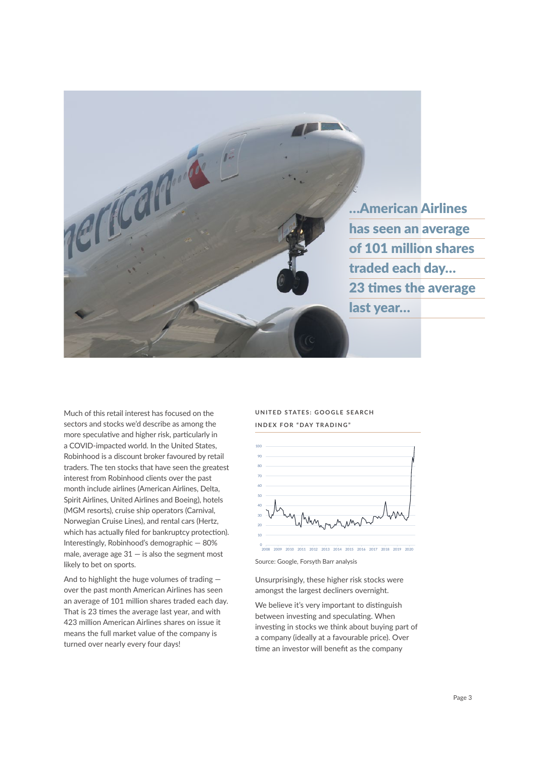...American Airlines has seen an average of 101 million shares traded each day... 23 times the average last year...

Much of this retail interest has focused on the sectors and stocks we'd describe as among the more speculative and higher risk, particularly in a COVID-impacted world. In the United States, Robinhood is a discount broker favoured by retail traders. The ten stocks that have seen the greatest interest from Robinhood clients over the past month include airlines (American Airlines, Delta, Spirit Airlines, United Airlines and Boeing), hotels (MGM resorts), cruise ship operators (Carnival, Norwegian Cruise Lines), and rental cars (Hertz, which has actually filed for bankruptcy protection). Interestingly, Robinhood's demographic — 80% male, average age 31 — is also the segment most likely to bet on sports.

And to highlight the huge volumes of trading — over the past month American Airlines has seen an average of 101 million shares traded each day. That is 23 times the average last year, and with 423 million American Airlines shares on issue it means the full market value of the company is turned over nearly every four days!

**UNITED STATES: GOOGLE SEARCH INDEX FOR "DAY TRADING"**

Source: Google, Forsyth Barr analysis

Unsurprisingly, these higher risk stocks were amongst the largest decliners overnight.

We believe it's very important to distinguish between investing and speculating. When investing in stocks we think about buying part of a company (ideally at a favourable price). Over time an investor will benefit as the company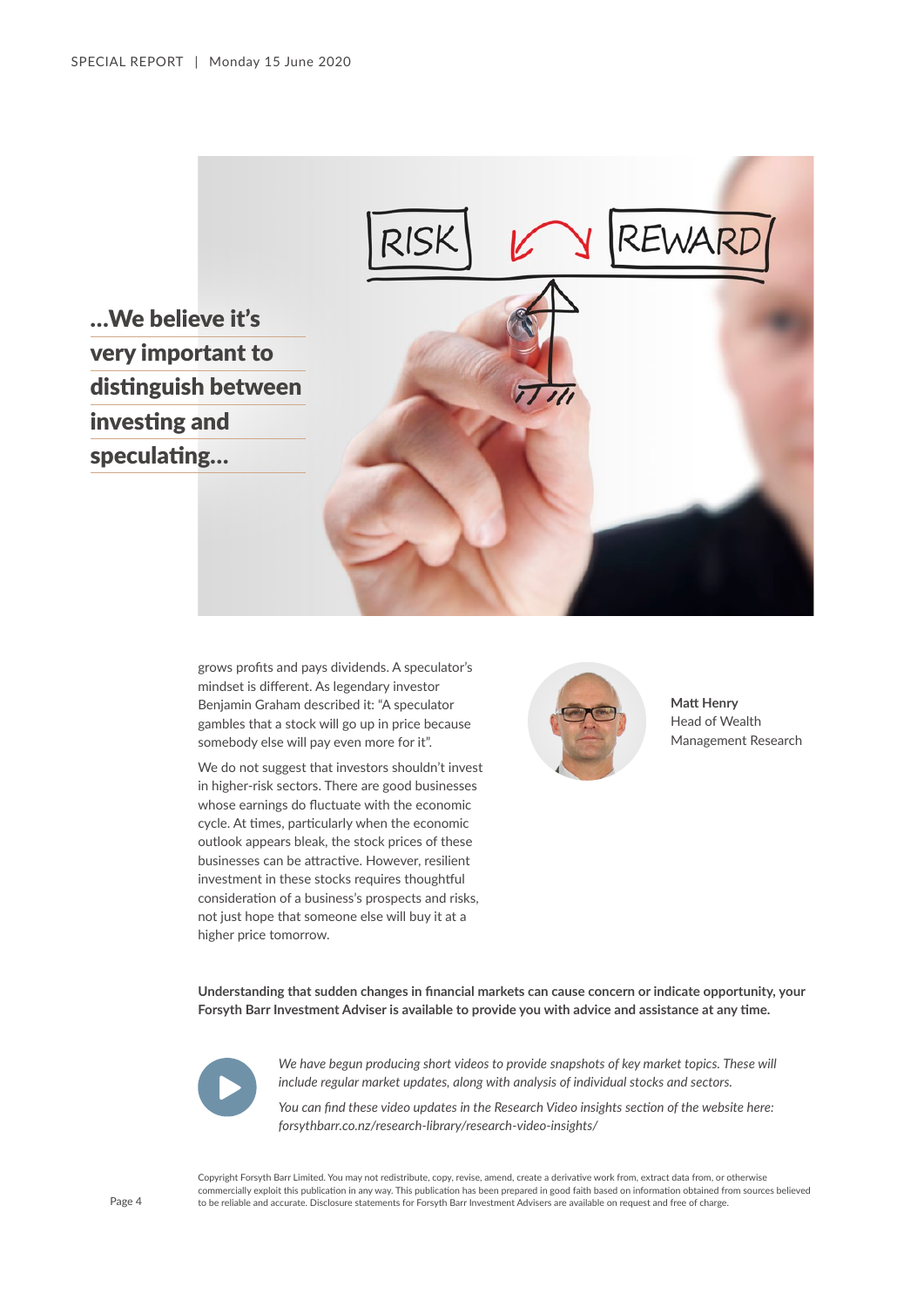**...We believe it's very important to distinguish between investing and speculating...**

grows profits and pays dividends. A speculator's mindset is different. As legendary investor Benjamin Graham described it: "A speculator gambles that a stock will go up in price because somebody else will pay even more for it".

We do not suggest that investors shouldn't invest in higher-risk sectors. There are good businesses whose earnings do fluctuate with the economic cycle. At times, particularly when the economic outlook appears bleak, the stock prices of these businesses can be attractive. However, resilient investment in these stocks requires thoughtful consideration of a business's prospects and risks, not just hope that someone else will buy it at a higher price tomorrow.

**Matt Henry**
Head of Wealth Management Research

**Understanding that sudden changes in financial markets can cause concern or indicate opportunity, your Forsyth Barr Investment Adviser is available to provide you with advice and assistance at any time.**

*We have begun producing short videos to provide snapshots of key market topics. These will include regular market updates, along with analysis of individual stocks and sectors.*

*You can find these video updates in the Research Video insights section of the website here: forsythbarr.co.nz/research-library/research-video-insights/*

Copyright Forsyth Barr Limited. You may not redistribute, copy, revise, amend, create a derivative work from, extract data from, or otherwise commercially exploit this publication in any way. This publication has been prepared in good faith based on information obtained from sources believed to be reliable and accurate. Disclosure statements for Forsyth Barr Investment Advisers are available on request and free of charge.